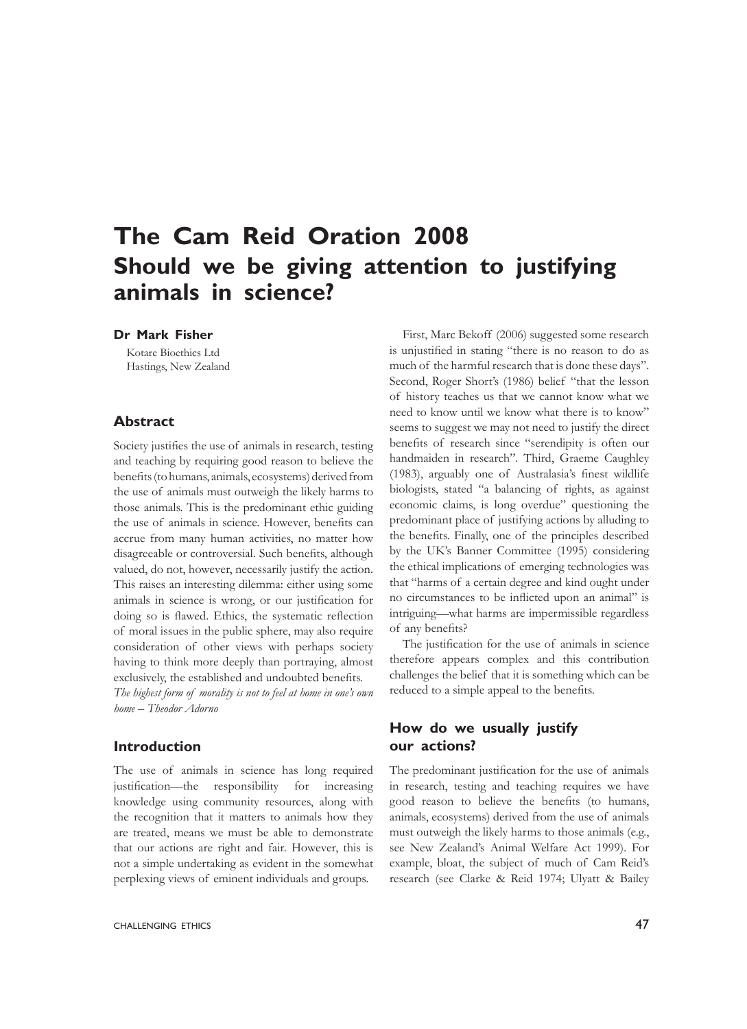# The Cam Reid Oration 2008
# Should we be giving attention to justifying animals in science?

**Dr Mark Fisher**

Kotare Bioethics Ltd
Hastings, New Zealand

## Abstract

Society justifies the use of animals in research, testing and teaching by requiring good reason to believe the benefits (to humans, animals, ecosystems) derived from the use of animals must outweigh the likely harms to those animals. This is the predominant ethic guiding the use of animals in science. However, benefits can accrue from many human activities, no matter how disagreeable or controversial. Such benefits, although valued, do not, however, necessarily justify the action. This raises an interesting dilemma: either using some animals in science is wrong, or our justification for doing so is flawed. Ethics, the systematic reflection of moral issues in the public sphere, may also require consideration of other views with perhaps society having to think more deeply than portraying, almost exclusively, the established and undoubted benefits.

*The highest form of morality is not to feel at home in one's own home – Theodor Adorno*

## Introduction

The use of animals in science has long required justification—the responsibility for increasing knowledge using community resources, along with the recognition that it matters to animals how they are treated, means we must be able to demonstrate that our actions are right and fair. However, this is not a simple undertaking as evident in the somewhat perplexing views of eminent individuals and groups.

First, Marc Bekoff (2006) suggested some research is unjustified in stating "there is no reason to do as much of the harmful research that is done these days". Second, Roger Short's (1986) belief "that the lesson of history teaches us that we cannot know what we need to know until we know what there is to know" seems to suggest we may not need to justify the direct benefits of research since "serendipity is often our handmaiden in research". Third, Graeme Caughley (1983), arguably one of Australasia's finest wildlife biologists, stated "a balancing of rights, as against economic claims, is long overdue" questioning the predominant place of justifying actions by alluding to the benefits. Finally, one of the principles described by the UK's Banner Committee (1995) considering the ethical implications of emerging technologies was that "harms of a certain degree and kind ought under no circumstances to be inflicted upon an animal" is intriguing—what harms are impermissible regardless of any benefits?

The justification for the use of animals in science therefore appears complex and this contribution challenges the belief that it is something which can be reduced to a simple appeal to the benefits.

## How do we usually justify our actions?

The predominant justification for the use of animals in research, testing and teaching requires we have good reason to believe the benefits (to humans, animals, ecosystems) derived from the use of animals must outweigh the likely harms to those animals (e.g., see New Zealand's Animal Welfare Act 1999). For example, bloat, the subject of much of Cam Reid's research (see Clarke & Reid 1974; Ulyatt & Bailey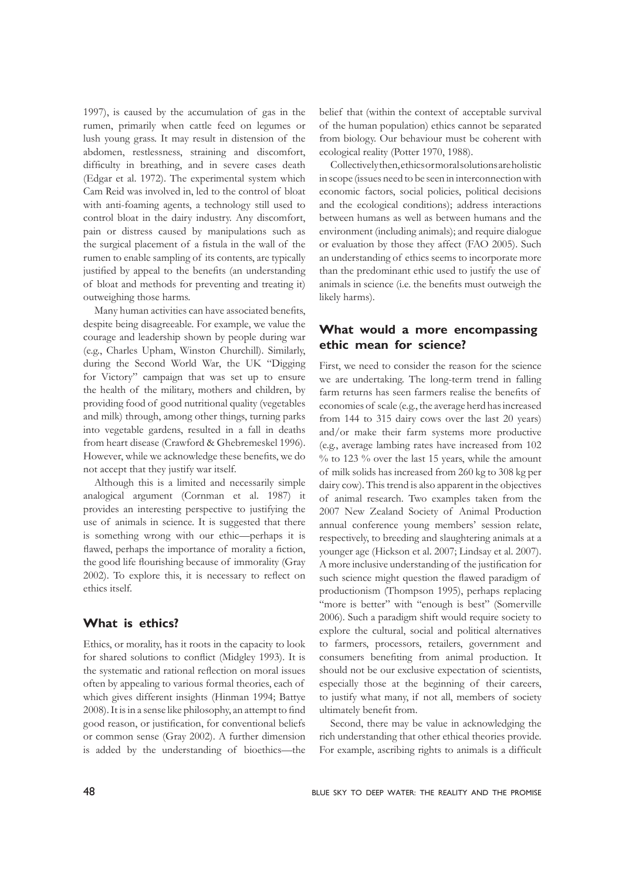1997), is caused by the accumulation of gas in the rumen, primarily when cattle feed on legumes or lush young grass. It may result in distension of the abdomen, restlessness, straining and discomfort, difficulty in breathing, and in severe cases death (Edgar et al. 1972). The experimental system which Cam Reid was involved in, led to the control of bloat with anti-foaming agents, a technology still used to control bloat in the dairy industry. Any discomfort, pain or distress caused by manipulations such as the surgical placement of a fistula in the wall of the rumen to enable sampling of its contents, are typically justified by appeal to the benefits (an understanding of bloat and methods for preventing and treating it) outweighing those harms.

Many human activities can have associated benefits, despite being disagreeable. For example, we value the courage and leadership shown by people during war (e.g., Charles Upham, Winston Churchill). Similarly, during the Second World War, the UK "Digging for Victory" campaign that was set up to ensure the health of the military, mothers and children, by providing food of good nutritional quality (vegetables and milk) through, among other things, turning parks into vegetable gardens, resulted in a fall in deaths from heart disease (Crawford & Ghebremeskel 1996). However, while we acknowledge these benefits, we do not accept that they justify war itself.

Although this is a limited and necessarily simple analogical argument (Cornman et al. 1987) it provides an interesting perspective to justifying the use of animals in science. It is suggested that there is something wrong with our ethic—perhaps it is flawed, perhaps the importance of morality a fiction, the good life flourishing because of immorality (Gray 2002). To explore this, it is necessary to reflect on ethics itself.

## What is ethics?

Ethics, or morality, has it roots in the capacity to look for shared solutions to conflict (Midgley 1993). It is the systematic and rational reflection on moral issues often by appealing to various formal theories, each of which gives different insights (Hinman 1994; Battye 2008). It is in a sense like philosophy, an attempt to find good reason, or justification, for conventional beliefs or common sense (Gray 2002). A further dimension is added by the understanding of bioethics—the belief that (within the context of acceptable survival of the human population) ethics cannot be separated from biology. Our behaviour must be coherent with ecological reality (Potter 1970, 1988).

Collectively then, ethics or moral solutions are holistic in scope (issues need to be seen in interconnection with economic factors, social policies, political decisions and the ecological conditions); address interactions between humans as well as between humans and the environment (including animals); and require dialogue or evaluation by those they affect (FAO 2005). Such an understanding of ethics seems to incorporate more than the predominant ethic used to justify the use of animals in science (i.e. the benefits must outweigh the likely harms).

## What would a more encompassing ethic mean for science?

First, we need to consider the reason for the science we are undertaking. The long-term trend in falling farm returns has seen farmers realise the benefits of economies of scale (e.g., the average herd has increased from 144 to 315 dairy cows over the last 20 years) and/or make their farm systems more productive (e.g., average lambing rates have increased from 102 % to 123 % over the last 15 years, while the amount of milk solids has increased from 260 kg to 308 kg per dairy cow). This trend is also apparent in the objectives of animal research. Two examples taken from the 2007 New Zealand Society of Animal Production annual conference young members' session relate, respectively, to breeding and slaughtering animals at a younger age (Hickson et al. 2007; Lindsay et al. 2007). A more inclusive understanding of the justification for such science might question the flawed paradigm of productionism (Thompson 1995), perhaps replacing "more is better" with "enough is best" (Somerville 2006). Such a paradigm shift would require society to explore the cultural, social and political alternatives to farmers, processors, retailers, government and consumers benefiting from animal production. It should not be our exclusive expectation of scientists, especially those at the beginning of their careers, to justify what many, if not all, members of society ultimately benefit from.

Second, there may be value in acknowledging the rich understanding that other ethical theories provide. For example, ascribing rights to animals is a difficult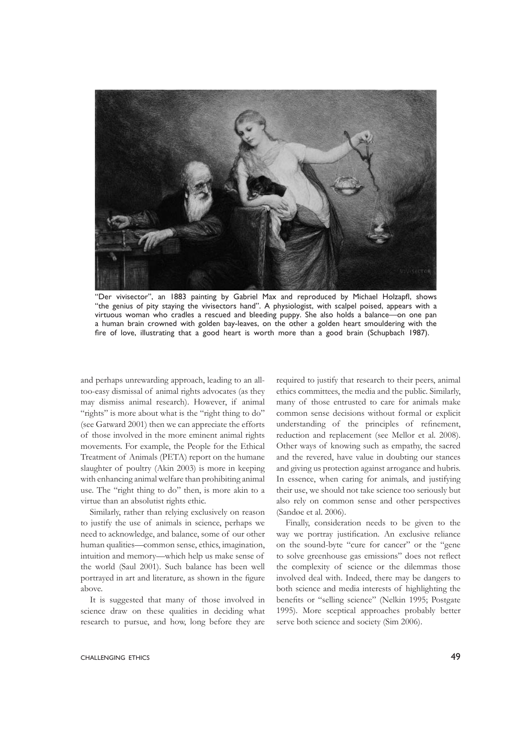"Der vivisector", an 1883 painting by Gabriel Max and reproduced by Michael Holzapfl, shows "the genius of pity staying the vivisectors hand". A physiologist, with scalpel poised, appears with a virtuous woman who cradles a rescued and bleeding puppy. She also holds a balance—on one pan a human brain crowned with golden bay-leaves, on the other a golden heart smouldering with the fire of love, illustrating that a good heart is worth more than a good brain (Schupbach 1987).

and perhaps unrewarding approach, leading to an all-too-easy dismissal of animal rights advocates (as they may dismiss animal research). However, if animal "rights" is more about what is the "right thing to do" (see Gatward 2001) then we can appreciate the efforts of those involved in the more eminent animal rights movements. For example, the People for the Ethical Treatment of Animals (PETA) report on the humane slaughter of poultry (Akin 2003) is more in keeping with enhancing animal welfare than prohibiting animal use. The "right thing to do" then, is more akin to a virtue than an absolutist rights ethic.

Similarly, rather than relying exclusively on reason to justify the use of animals in science, perhaps we need to acknowledge, and balance, some of our other human qualities—common sense, ethics, imagination, intuition and memory—which help us make sense of the world (Saul 2001). Such balance has been well portrayed in art and literature, as shown in the figure above.

It is suggested that many of those involved in science draw on these qualities in deciding what research to pursue, and how, long before they are required to justify that research to their peers, animal ethics committees, the media and the public. Similarly, many of those entrusted to care for animals make common sense decisions without formal or explicit understanding of the principles of refinement, reduction and replacement (see Mellor et al. 2008). Other ways of knowing such as empathy, the sacred and the revered, have value in doubting our stances and giving us protection against arrogance and hubris. In essence, when caring for animals, and justifying their use, we should not take science too seriously but also rely on common sense and other perspectives (Sandøe et al. 2006).

Finally, consideration needs to be given to the way we portray justification. An exclusive reliance on the sound-byte "cure for cancer" or the "gene to solve greenhouse gas emissions" does not reflect the complexity of science or the dilemmas those involved deal with. Indeed, there may be dangers to both science and media interests of highlighting the benefits or "selling science" (Nelkin 1995; Postgate 1995). More sceptical approaches probably better serve both science and society (Sim 2006).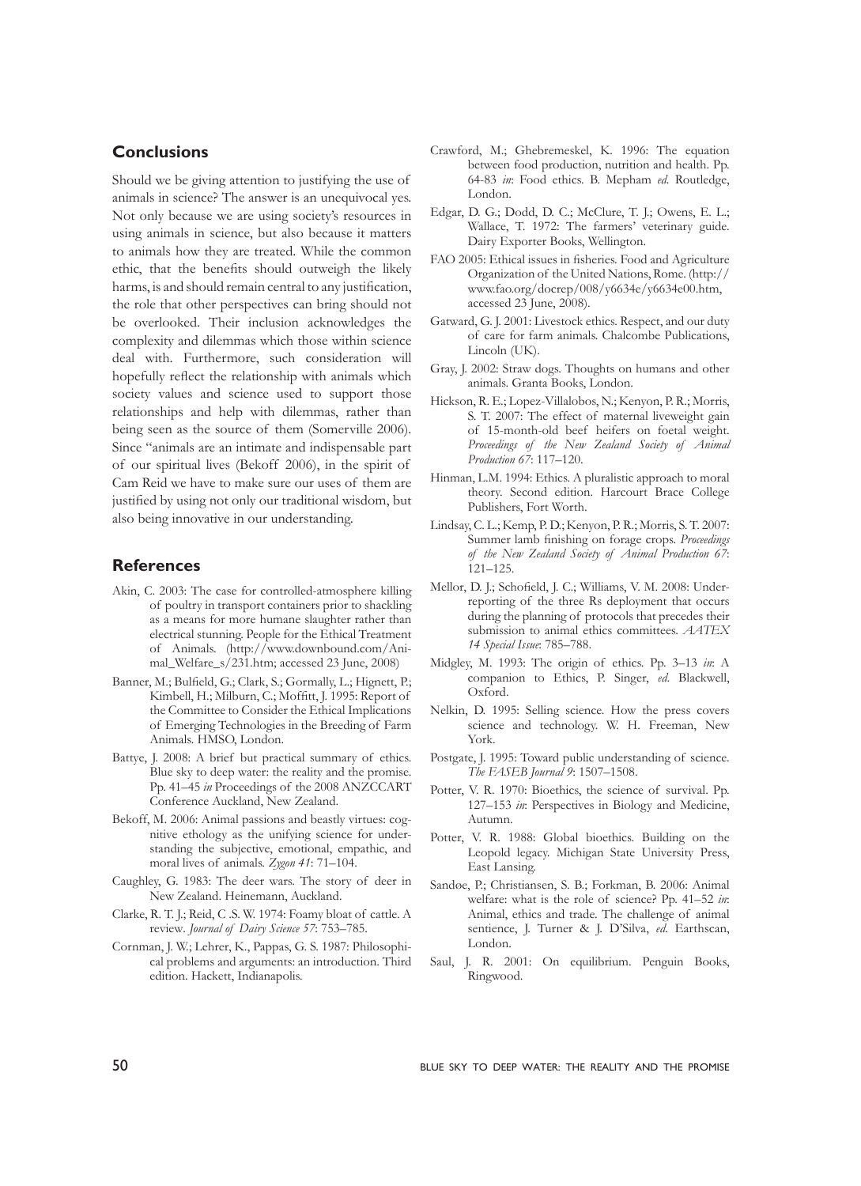## Conclusions

Should we be giving attention to justifying the use of animals in science? The answer is an unequivocal yes. Not only because we are using society's resources in using animals in science, but also because it matters to animals how they are treated. While the common ethic, that the benefits should outweigh the likely harms, is and should remain central to any justification, the role that other perspectives can bring should not be overlooked. Their inclusion acknowledges the complexity and dilemmas which those within science deal with. Furthermore, such consideration will hopefully reflect the relationship with animals which society values and science used to support those relationships and help with dilemmas, rather than being seen as the source of them (Somerville 2006). Since "animals are an intimate and indispensable part of our spiritual lives (Bekoff 2006), in the spirit of Cam Reid we have to make sure our uses of them are justified by using not only our traditional wisdom, but also being innovative in our understanding.

## References

Akin, C. 2003: The case for controlled-atmosphere killing of poultry in transport containers prior to shackling as a means for more humane slaughter rather than electrical stunning. People for the Ethical Treatment of Animals. (http://www.downbound.com/Animal_Welfare_s/231.htm; accessed 23 June, 2008)

Banner, M.; Bulfield, G.; Clark, S.; Gormally, L.; Hignett, P.; Kimbell, H.; Milburn, C.; Moffitt, J. 1995: Report of the Committee to Consider the Ethical Implications of Emerging Technologies in the Breeding of Farm Animals. HMSO, London.

Battye, J. 2008: A brief but practical summary of ethics. Blue sky to deep water: the reality and the promise. Pp. 41–45 *in* Proceedings of the 2008 ANZCCART Conference Auckland, New Zealand.

Bekoff, M. 2006: Animal passions and beastly virtues: cognitive ethology as the unifying science for understanding the subjective, emotional, empathic, and moral lives of animals. *Zygon 41*: 71–104.

Caughley, G. 1983: The deer wars. The story of deer in New Zealand. Heinemann, Auckland.

Clarke, R. T. J.; Reid, C .S. W. 1974: Foamy bloat of cattle. A review. *Journal of Dairy Science 57*: 753–785.

Cornman, J. W.; Lehrer, K., Pappas, G. S. 1987: Philosophical problems and arguments: an introduction. Third edition. Hackett, Indianapolis.

Crawford, M.; Ghebremeskel, K. 1996: The equation between food production, nutrition and health. Pp. 64-83 *in*: Food ethics. B. Mepham *ed*. Routledge, London.

Edgar, D. G.; Dodd, D. C.; McClure, T. J.; Owens, E. L.; Wallace, T. 1972: The farmers' veterinary guide. Dairy Exporter Books, Wellington.

FAO 2005: Ethical issues in fisheries. Food and Agriculture Organization of the United Nations, Rome. (http://www.fao.org/docrep/008/y6634e/y6634e00.htm, accessed 23 June, 2008).

Gatward, G. J. 2001: Livestock ethics. Respect, and our duty of care for farm animals. Chalcombe Publications, Lincoln (UK).

Gray, J. 2002: Straw dogs. Thoughts on humans and other animals. Granta Books, London.

Hickson, R. E.; Lopez-Villalobos, N.; Kenyon, P. R.; Morris, S. T. 2007: The effect of maternal liveweight gain of 15-month-old beef heifers on foetal weight. *Proceedings of the New Zealand Society of Animal Production 67*: 117–120.

Hinman, L.M. 1994: Ethics. A pluralistic approach to moral theory. Second edition. Harcourt Brace College Publishers, Fort Worth.

Lindsay, C. L.; Kemp, P. D.; Kenyon, P. R.; Morris, S. T. 2007: Summer lamb finishing on forage crops. *Proceedings of the New Zealand Society of Animal Production 67*: 121–125.

Mellor, D. J.; Schofield, J. C.; Williams, V. M. 2008: Under-reporting of the three Rs deployment that occurs during the planning of protocols that precedes their submission to animal ethics committees. *AATEX 14 Special Issue*: 785–788.

Midgley, M. 1993: The origin of ethics. Pp. 3–13 *in*: A companion to Ethics, P. Singer, *ed*. Blackwell, Oxford.

Nelkin, D. 1995: Selling science. How the press covers science and technology. W. H. Freeman, New York.

Postgate, J. 1995: Toward public understanding of science. *The FASEB Journal 9*: 1507–1508.

Potter, V. R. 1970: Bioethics, the science of survival. Pp. 127–153 *in*: Perspectives in Biology and Medicine, Autumn.

Potter, V. R. 1988: Global bioethics. Building on the Leopold legacy. Michigan State University Press, East Lansing.

Sandøe, P.; Christiansen, S. B.; Forkman, B. 2006: Animal welfare: what is the role of science? Pp. 41–52 *in*: Animal, ethics and trade. The challenge of animal sentience, J. Turner & J. D'Silva, *ed*. Earthscan, London.

Saul, J. R. 2001: On equilibrium. Penguin Books, Ringwood.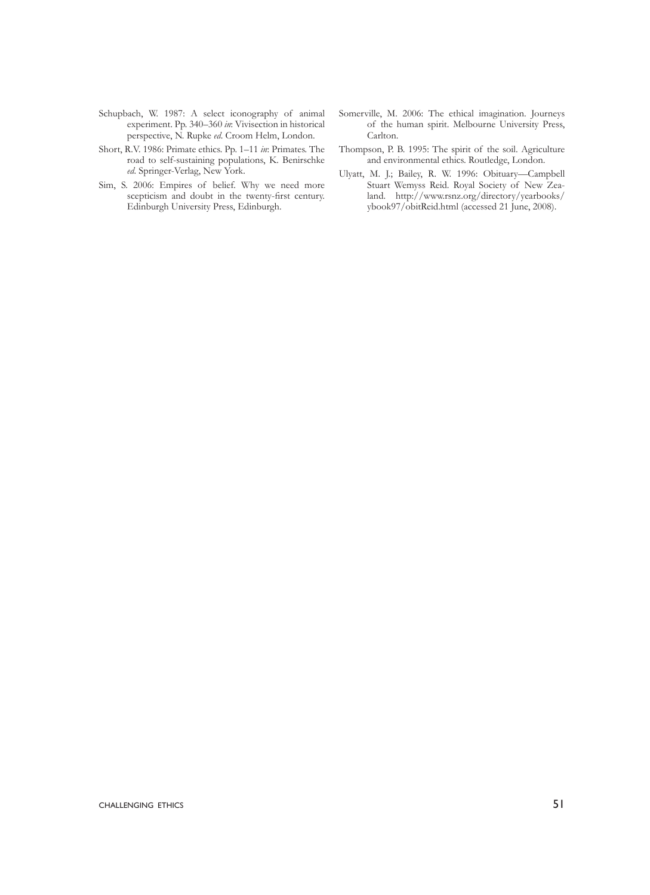Schupbach, W. 1987: A select iconography of animal experiment. Pp. 340–360 *in*: Vivisection in historical perspective, N. Rupke *ed*. Croom Helm, London.

Short, R.V. 1986: Primate ethics. Pp. 1–11 *in*: Primates. The road to self-sustaining populations, K. Benirschke *ed*. Springer-Verlag, New York.

Sim, S. 2006: Empires of belief. Why we need more scepticism and doubt in the twenty-first century. Edinburgh University Press, Edinburgh.

Somerville, M. 2006: The ethical imagination. Journeys of the human spirit. Melbourne University Press, Carlton.

Thompson, P. B. 1995: The spirit of the soil. Agriculture and environmental ethics. Routledge, London.

Ulyatt, M. J.; Bailey, R. W. 1996: Obituary—Campbell Stuart Wemyss Reid. Royal Society of New Zealand. http://www.rsnz.org/directory/yearbooks/ybook97/obitReid.html (accessed 21 June, 2008).